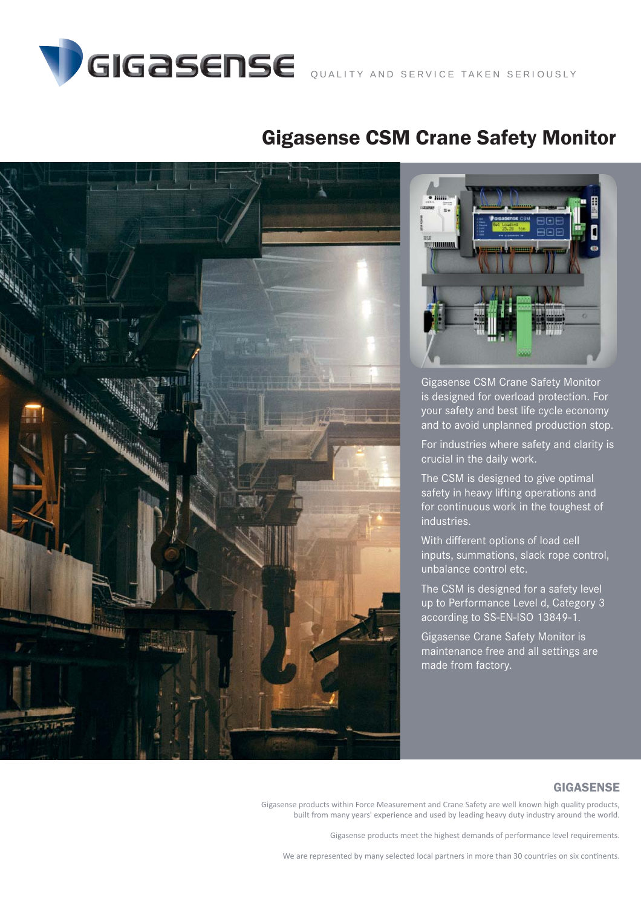GIGASENSE QUALITY AND SERVICE TAKEN SERIOUSLY

# Gigasense CSM Crane Safety Monitor

Gigasense CSM Crane Safety Monitor is designed for overload protection. For your safety and best life cycle economy and to avoid unplanned production stop.

For industries where safety and clarity is crucial in the daily work.

The CSM is designed to give optimal safety in heavy lifting operations and for continuous work in the toughest of industries.

With different options of load cell inputs, summations, slack rope control, unbalance control etc.

The CSM is designed for a safety level up to Performance Level d, Category 3 according to SS-EN-ISO 13849-1.

Gigasense Crane Safety Monitor is maintenance free and all settings are made from factory.

**GIGASENSE**

Gigasense products within Force Measurement and Crane Safety are well known high quality products, built from many years' experience and used by leading heavy duty industry around the world.

Gigasense products meet the highest demands of performance level requirements.

We are represented by many selected local partners in more than 30 countries on six continents.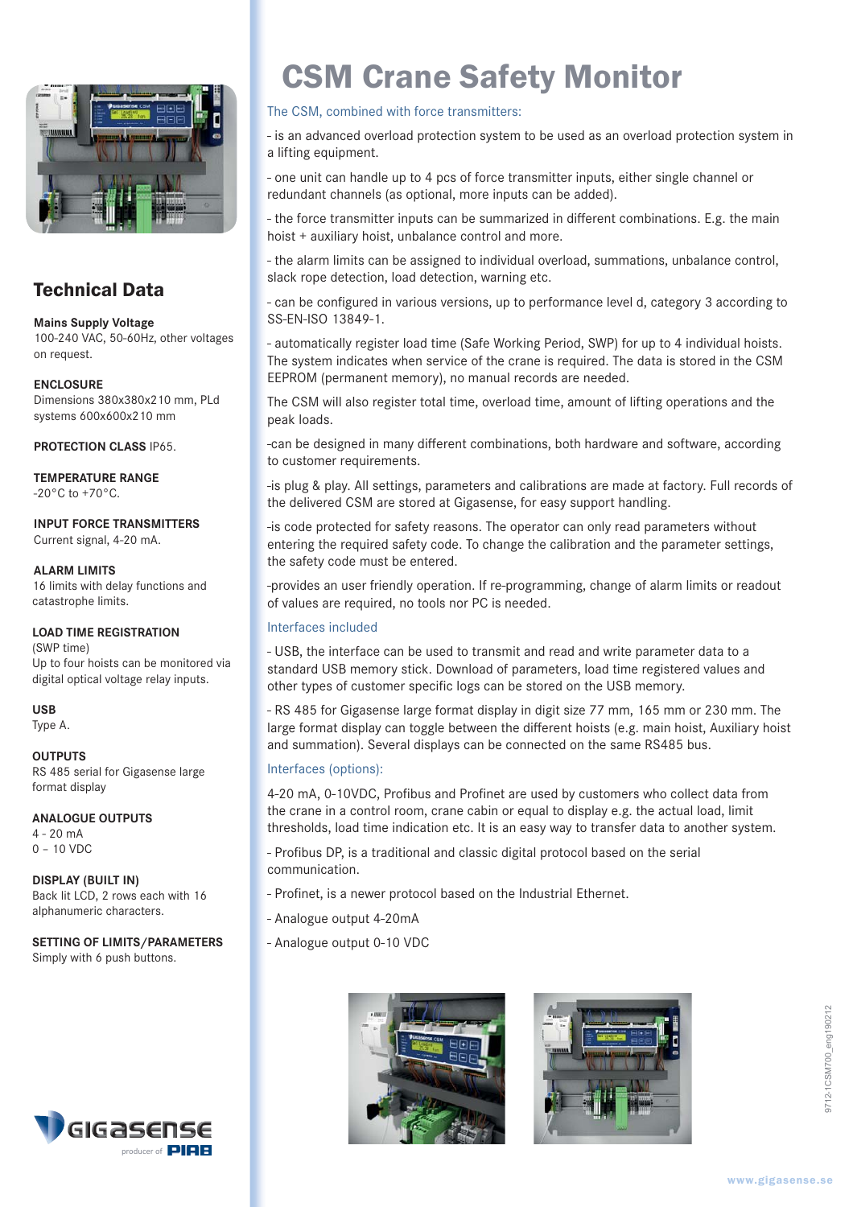# CSM Crane Safety Monitor

The CSM, combined with force transmitters:

- is an advanced overload protection system to be used as an overload protection system in a lifting equipment.

- one unit can handle up to 4 pcs of force transmitter inputs, either single channel or redundant channels (as optional, more inputs can be added).

- the force transmitter inputs can be summarized in different combinations. E.g. the main hoist + auxiliary hoist, unbalance control and more.

- the alarm limits can be assigned to individual overload, summations, unbalance control, slack rope detection, load detection, warning etc.

- can be configured in various versions, up to performance level d, category 3 according to SS-EN-ISO 13849-1.

- automatically register load time (Safe Working Period, SWP) for up to 4 individual hoists. The system indicates when service of the crane is required. The data is stored in the CSM EEPROM (permanent memory), no manual records are needed.

The CSM will also register total time, overload time, amount of lifting operations and the peak loads.

-can be designed in many different combinations, both hardware and software, according to customer requirements.

-is plug & play. All settings, parameters and calibrations are made at factory. Full records of the delivered CSM are stored at Gigasense, for easy support handling.

-is code protected for safety reasons. The operator can only read parameters without entering the required safety code. To change the calibration and the parameter settings, the safety code must be entered.

-provides an user friendly operation. If re-programming, change of alarm limits or readout of values are required, no tools nor PC is needed.

Interfaces included

- USB, the interface can be used to transmit and read and write parameter data to a standard USB memory stick. Download of parameters, load time registered values and other types of customer specific logs can be stored on the USB memory.

- RS 485 for Gigasense large format display in digit size 77 mm, 165 mm or 230 mm. The large format display can toggle between the different hoists (e.g. main hoist, Auxiliary hoist and summation). Several displays can be connected on the same RS485 bus.

Interfaces (options):

4-20 mA, 0-10VDC, Profibus and Profinet are used by customers who collect data from the crane in a control room, crane cabin or equal to display e.g. the actual load, limit thresholds, load time indication etc. It is an easy way to transfer data to another system.

- Profibus DP, is a traditional and classic digital protocol based on the serial communication.

- Profinet, is a newer protocol based on the Industrial Ethernet.

- Analogue output 4-20mA

- Analogue output 0-10 VDC

## Technical Data

**Mains Supply Voltage**
100-240 VAC, 50-60Hz, other voltages on request.

**ENCLOSURE**
Dimensions 380x380x210 mm, PLd systems 600x600x210 mm

**PROTECTION CLASS** IP65.

**TEMPERATURE RANGE**
-20°C to +70°C.

**INPUT FORCE TRANSMITTERS**
Current signal, 4-20 mA.

**ALARM LIMITS**
16 limits with delay functions and catastrophe limits.

**LOAD TIME REGISTRATION**
(SWP time)
Up to four hoists can be monitored via digital optical voltage relay inputs.

**USB**
Type A.

**OUTPUTS**
RS 485 serial for Gigasense large format display

**ANALOGUE OUTPUTS**
4 - 20 mA
0 – 10 VDC

**DISPLAY (BUILT IN)**
Back lit LCD, 2 rows each with 16 alphanumeric characters.

**SETTING OF LIMITS/PARAMETERS**
Simply with 6 push buttons.

9712-1CSM700_eng190212

www.gigasense.se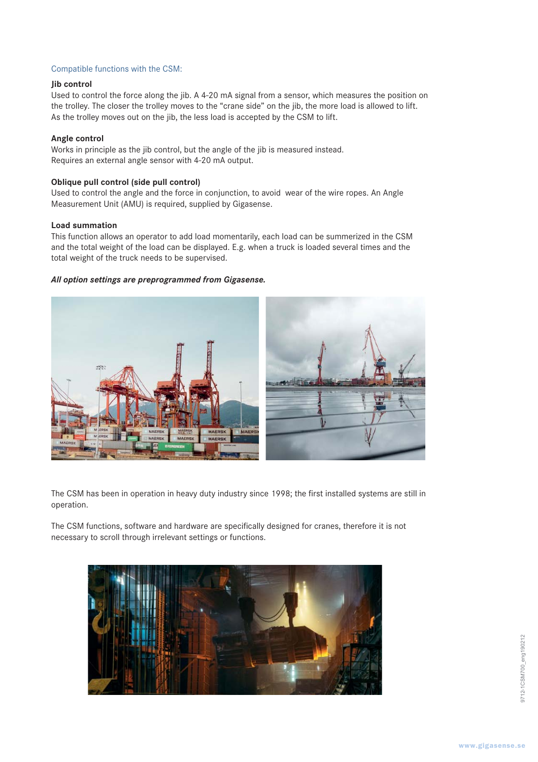Compatible functions with the CSM:

**Jib control**

Used to control the force along the jib. A 4-20 mA signal from a sensor, which measures the position on the trolley. The closer the trolley moves to the "crane side" on the jib, the more load is allowed to lift. As the trolley moves out on the jib, the less load is accepted by the CSM to lift.

**Angle control**

Works in principle as the jib control, but the angle of the jib is measured instead. Requires an external angle sensor with 4-20 mA output.

**Oblique pull control (side pull control)**

Used to control the angle and the force in conjunction, to avoid wear of the wire ropes. An Angle Measurement Unit (AMU) is required, supplied by Gigasense.

**Load summation**

This function allows an operator to add load momentarily, each load can be summerized in the CSM and the total weight of the load can be displayed. E.g. when a truck is loaded several times and the total weight of the truck needs to be supervised.

***All option settings are preprogrammed from Gigasense.***

The CSM has been in operation in heavy duty industry since 1998; the first installed systems are still in operation.

The CSM functions, software and hardware are specifically designed for cranes, therefore it is not necessary to scroll through irrelevant settings or functions.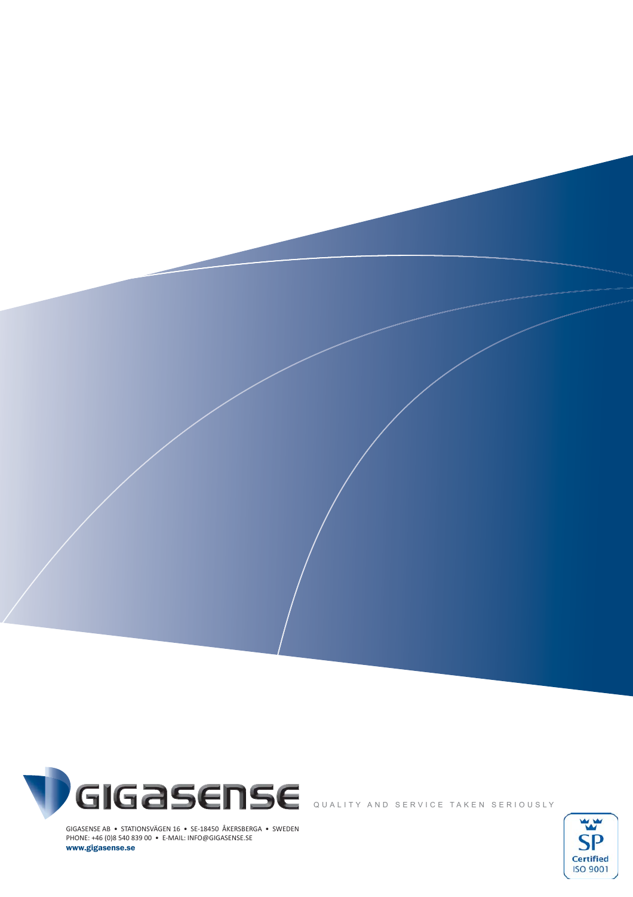GIGASENSE

QUALITY AND SERVICE TAKEN SERIOUSLY

GIGASENSE AB • STATIONSVÄGEN 16 • SE-18450 ÅKERSBERGA • SWEDEN
PHONE: +46 (0)8 540 839 00 • E-MAIL: INFO@GIGASENSE.SE
**www.gigasense.se**

SP
Certified
ISO 9001